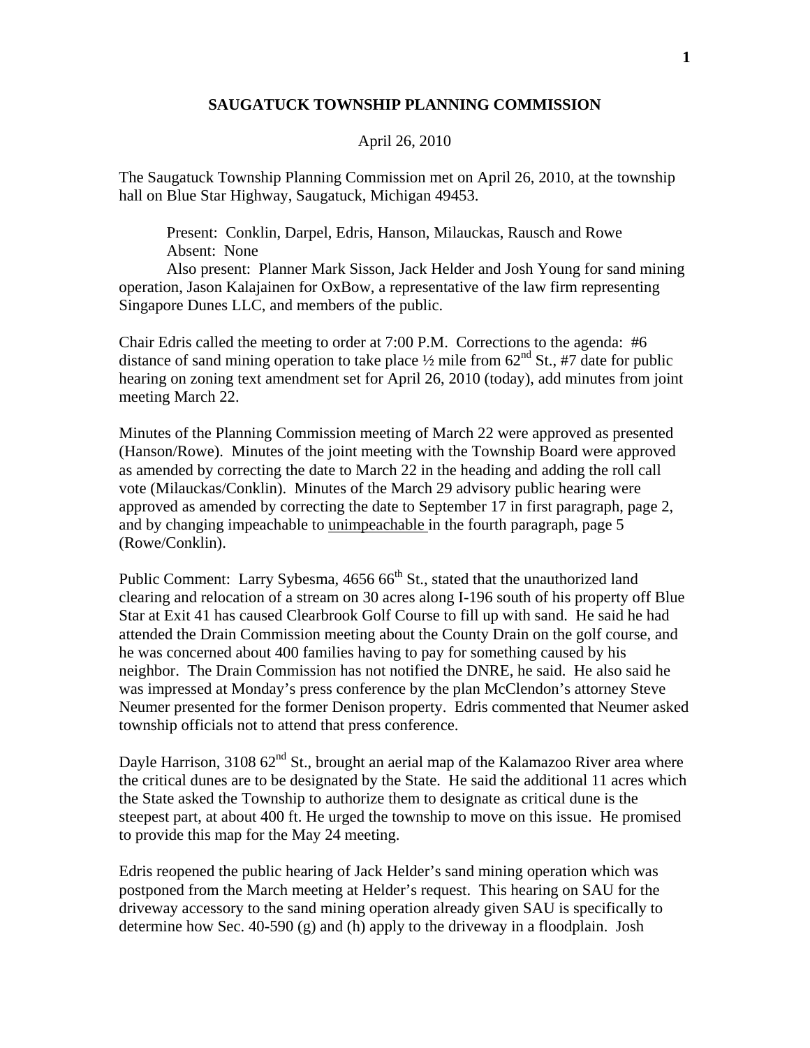**SAUGATUCK TOWNSHIP PLANNING COMMISSION**

April 26, 2010

The Saugatuck Township Planning Commission met on April 26, 2010, at the township hall on Blue Star Highway, Saugatuck, Michigan 49453.

Present: Conklin, Darpel, Edris, Hanson, Milauckas, Rausch and Rowe
Absent: None
Also present: Planner Mark Sisson, Jack Helder and Josh Young for sand mining operation, Jason Kalajainen for OxBow, a representative of the law firm representing Singapore Dunes LLC, and members of the public.

Chair Edris called the meeting to order at 7:00 P.M. Corrections to the agenda: #6 distance of sand mining operation to take place ½ mile from 62nd St., #7 date for public hearing on zoning text amendment set for April 26, 2010 (today), add minutes from joint meeting March 22.

Minutes of the Planning Commission meeting of March 22 were approved as presented (Hanson/Rowe). Minutes of the joint meeting with the Township Board were approved as amended by correcting the date to March 22 in the heading and adding the roll call vote (Milauckas/Conklin). Minutes of the March 29 advisory public hearing were approved as amended by correcting the date to September 17 in first paragraph, page 2, and by changing impeachable to <u>unimpeachable</u> in the fourth paragraph, page 5 (Rowe/Conklin).

Public Comment: Larry Sybesma, 4656 66th St., stated that the unauthorized land clearing and relocation of a stream on 30 acres along I-196 south of his property off Blue Star at Exit 41 has caused Clearbrook Golf Course to fill up with sand. He said he had attended the Drain Commission meeting about the County Drain on the golf course, and he was concerned about 400 families having to pay for something caused by his neighbor. The Drain Commission has not notified the DNRE, he said. He also said he was impressed at Monday's press conference by the plan McClendon's attorney Steve Neumer presented for the former Denison property. Edris commented that Neumer asked township officials not to attend that press conference.

Dayle Harrison, 3108 62nd St., brought an aerial map of the Kalamazoo River area where the critical dunes are to be designated by the State. He said the additional 11 acres which the State asked the Township to authorize them to designate as critical dune is the steepest part, at about 400 ft. He urged the township to move on this issue. He promised to provide this map for the May 24 meeting.

Edris reopened the public hearing of Jack Helder's sand mining operation which was postponed from the March meeting at Helder's request. This hearing on SAU for the driveway accessory to the sand mining operation already given SAU is specifically to determine how Sec. 40-590 (g) and (h) apply to the driveway in a floodplain. Josh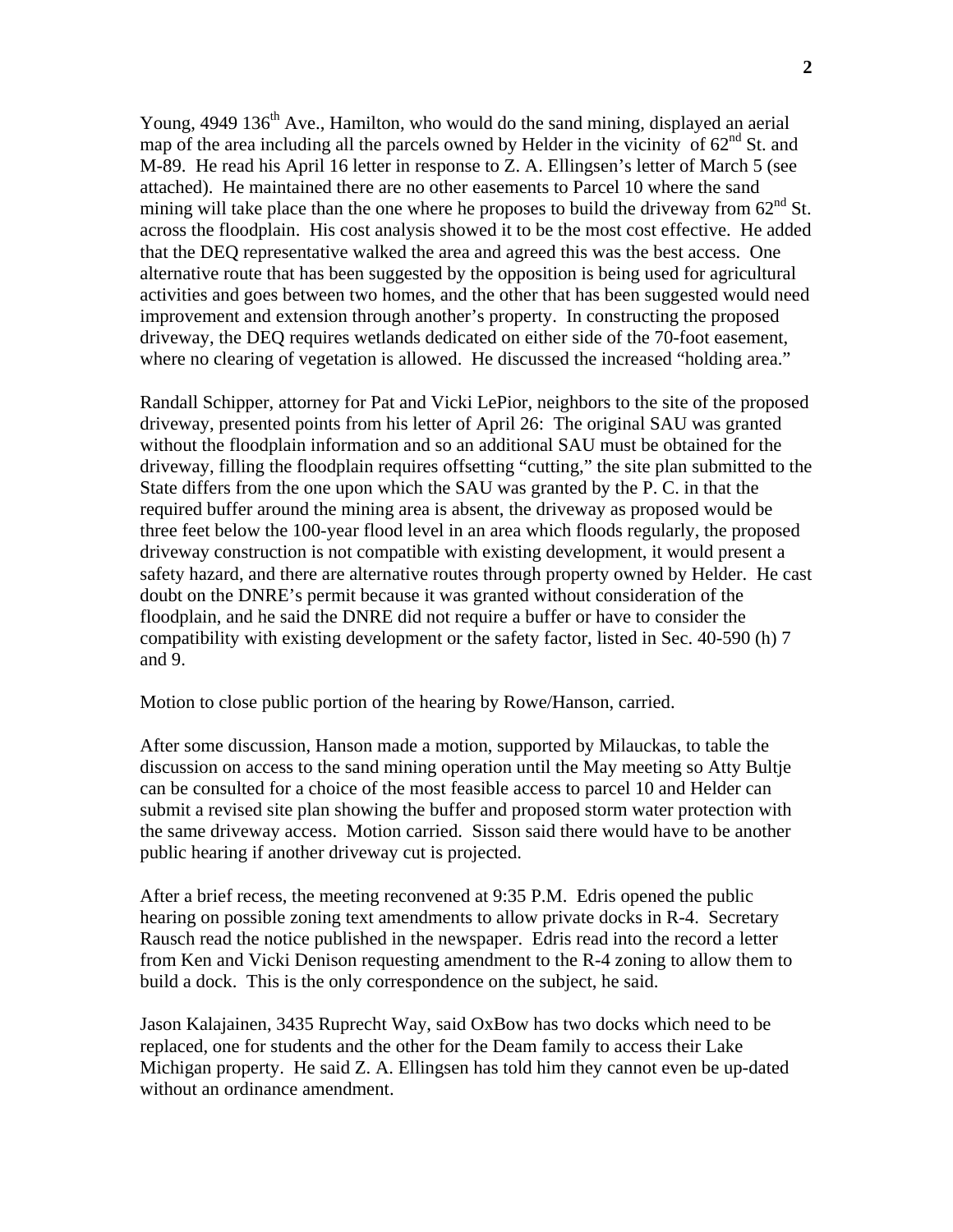Young, 4949 136th Ave., Hamilton, who would do the sand mining, displayed an aerial map of the area including all the parcels owned by Helder in the vicinity of 62nd St. and M-89. He read his April 16 letter in response to Z. A. Ellingsen's letter of March 5 (see attached). He maintained there are no other easements to Parcel 10 where the sand mining will take place than the one where he proposes to build the driveway from 62nd St. across the floodplain. His cost analysis showed it to be the most cost effective. He added that the DEQ representative walked the area and agreed this was the best access. One alternative route that has been suggested by the opposition is being used for agricultural activities and goes between two homes, and the other that has been suggested would need improvement and extension through another's property. In constructing the proposed driveway, the DEQ requires wetlands dedicated on either side of the 70-foot easement, where no clearing of vegetation is allowed. He discussed the increased "holding area."

Randall Schipper, attorney for Pat and Vicki LePior, neighbors to the site of the proposed driveway, presented points from his letter of April 26: The original SAU was granted without the floodplain information and so an additional SAU must be obtained for the driveway, filling the floodplain requires offsetting "cutting," the site plan submitted to the State differs from the one upon which the SAU was granted by the P. C. in that the required buffer around the mining area is absent, the driveway as proposed would be three feet below the 100-year flood level in an area which floods regularly, the proposed driveway construction is not compatible with existing development, it would present a safety hazard, and there are alternative routes through property owned by Helder. He cast doubt on the DNRE's permit because it was granted without consideration of the floodplain, and he said the DNRE did not require a buffer or have to consider the compatibility with existing development or the safety factor, listed in Sec. 40-590 (h) 7 and 9.

Motion to close public portion of the hearing by Rowe/Hanson, carried.

After some discussion, Hanson made a motion, supported by Milauckas, to table the discussion on access to the sand mining operation until the May meeting so Atty Bultje can be consulted for a choice of the most feasible access to parcel 10 and Helder can submit a revised site plan showing the buffer and proposed storm water protection with the same driveway access. Motion carried. Sisson said there would have to be another public hearing if another driveway cut is projected.

After a brief recess, the meeting reconvened at 9:35 P.M. Edris opened the public hearing on possible zoning text amendments to allow private docks in R-4. Secretary Rausch read the notice published in the newspaper. Edris read into the record a letter from Ken and Vicki Denison requesting amendment to the R-4 zoning to allow them to build a dock. This is the only correspondence on the subject, he said.

Jason Kalajainen, 3435 Ruprecht Way, said OxBow has two docks which need to be replaced, one for students and the other for the Deam family to access their Lake Michigan property. He said Z. A. Ellingsen has told him they cannot even be up-dated without an ordinance amendment.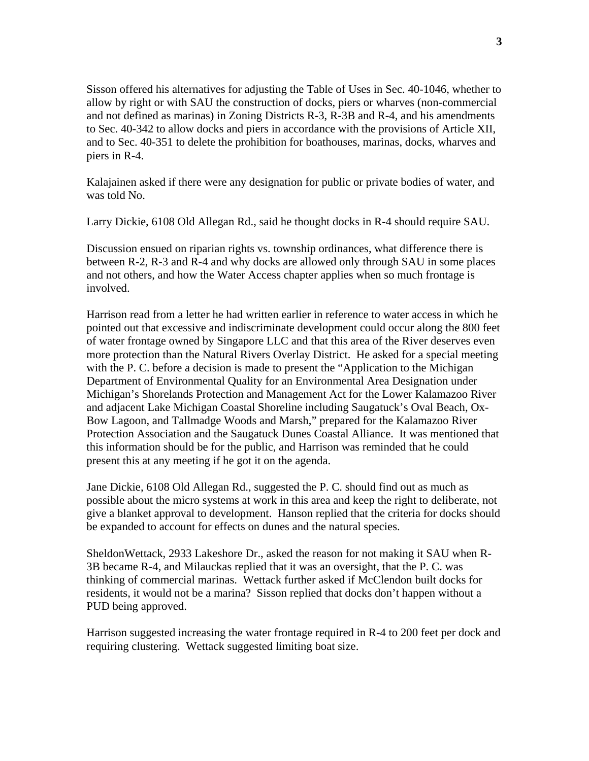Sisson offered his alternatives for adjusting the Table of Uses in Sec. 40-1046, whether to allow by right or with SAU the construction of docks, piers or wharves (non-commercial and not defined as marinas) in Zoning Districts R-3, R-3B and R-4, and his amendments to Sec. 40-342 to allow docks and piers in accordance with the provisions of Article XII, and to Sec. 40-351 to delete the prohibition for boathouses, marinas, docks, wharves and piers in R-4.

Kalajainen asked if there were any designation for public or private bodies of water, and was told No.

Larry Dickie, 6108 Old Allegan Rd., said he thought docks in R-4 should require SAU.

Discussion ensued on riparian rights vs. township ordinances, what difference there is between R-2, R-3 and R-4 and why docks are allowed only through SAU in some places and not others, and how the Water Access chapter applies when so much frontage is involved.

Harrison read from a letter he had written earlier in reference to water access in which he pointed out that excessive and indiscriminate development could occur along the 800 feet of water frontage owned by Singapore LLC and that this area of the River deserves even more protection than the Natural Rivers Overlay District. He asked for a special meeting with the P. C. before a decision is made to present the "Application to the Michigan Department of Environmental Quality for an Environmental Area Designation under Michigan's Shorelands Protection and Management Act for the Lower Kalamazoo River and adjacent Lake Michigan Coastal Shoreline including Saugatuck's Oval Beach, Ox-Bow Lagoon, and Tallmadge Woods and Marsh," prepared for the Kalamazoo River Protection Association and the Saugatuck Dunes Coastal Alliance. It was mentioned that this information should be for the public, and Harrison was reminded that he could present this at any meeting if he got it on the agenda.

Jane Dickie, 6108 Old Allegan Rd., suggested the P. C. should find out as much as possible about the micro systems at work in this area and keep the right to deliberate, not give a blanket approval to development. Hanson replied that the criteria for docks should be expanded to account for effects on dunes and the natural species.

SheldonWettack, 2933 Lakeshore Dr., asked the reason for not making it SAU when R-3B became R-4, and Milauckas replied that it was an oversight, that the P. C. was thinking of commercial marinas. Wettack further asked if McClendon built docks for residents, it would not be a marina? Sisson replied that docks don't happen without a PUD being approved.

Harrison suggested increasing the water frontage required in R-4 to 200 feet per dock and requiring clustering. Wettack suggested limiting boat size.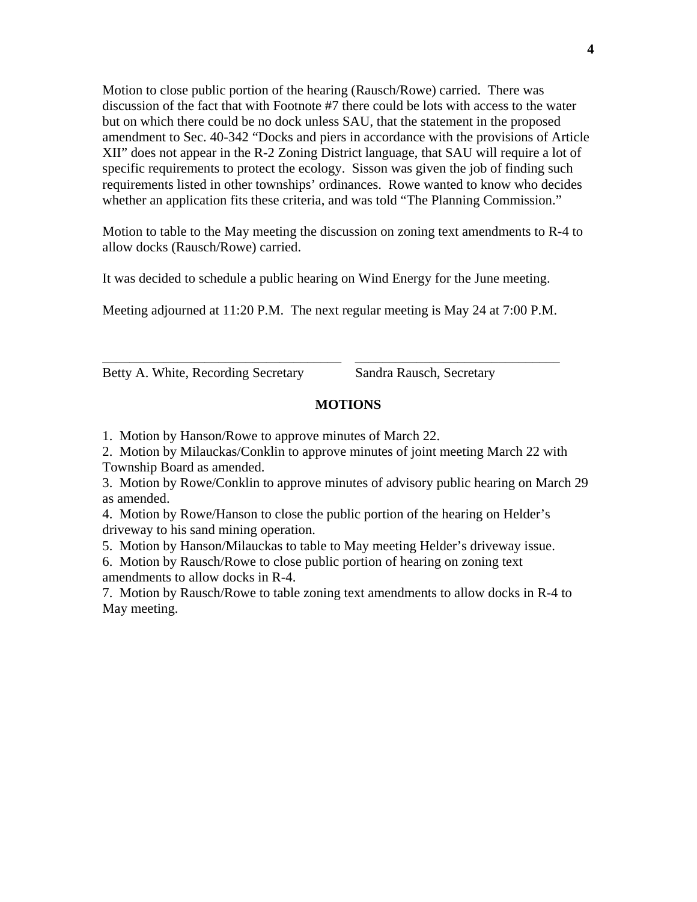Motion to close public portion of the hearing (Rausch/Rowe) carried. There was discussion of the fact that with Footnote #7 there could be lots with access to the water but on which there could be no dock unless SAU, that the statement in the proposed amendment to Sec. 40-342 "Docks and piers in accordance with the provisions of Article XII" does not appear in the R-2 Zoning District language, that SAU will require a lot of specific requirements to protect the ecology. Sisson was given the job of finding such requirements listed in other townships' ordinances. Rowe wanted to know who decides whether an application fits these criteria, and was told "The Planning Commission."

Motion to table to the May meeting the discussion on zoning text amendments to R-4 to allow docks (Rausch/Rowe) carried.

It was decided to schedule a public hearing on Wind Energy for the June meeting.

Meeting adjourned at 11:20 P.M. The next regular meeting is May 24 at 7:00 P.M.

\_\_\_\_\_\_\_\_\_\_\_\_\_\_\_\_\_\_\_\_\_\_\_\_\_\_\_\_\_\_\_\_\_\_\_ \_\_\_\_\_\_\_\_\_\_\_\_\_\_\_\_\_\_\_\_\_\_\_\_\_\_\_\_\_\_\_

Betty A. White, Recording Secretary     Sandra Rausch, Secretary

**MOTIONS**

1. Motion by Hanson/Rowe to approve minutes of March 22.
2. Motion by Milauckas/Conklin to approve minutes of joint meeting March 22 with Township Board as amended.
3. Motion by Rowe/Conklin to approve minutes of advisory public hearing on March 29 as amended.
4. Motion by Rowe/Hanson to close the public portion of the hearing on Helder's driveway to his sand mining operation.
5. Motion by Hanson/Milauckas to table to May meeting Helder's driveway issue.
6. Motion by Rausch/Rowe to close public portion of hearing on zoning text amendments to allow docks in R-4.
7. Motion by Rausch/Rowe to table zoning text amendments to allow docks in R-4 to May meeting.